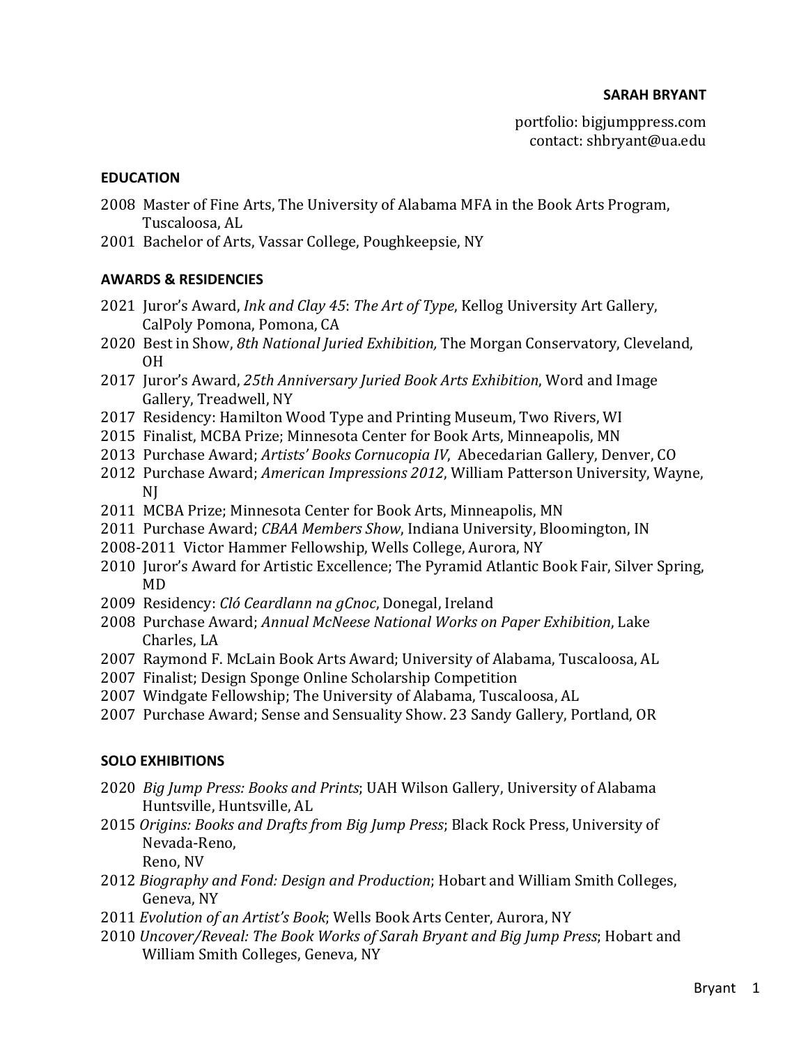# SARAH BRYANT

portfolio: bigjumppress.com
contact: shbryant@ua.edu

## EDUCATION

2008 Master of Fine Arts, The University of Alabama MFA in the Book Arts Program, Tuscaloosa, AL

2001 Bachelor of Arts, Vassar College, Poughkeepsie, NY

## AWARDS & RESIDENCIES

2021 Juror's Award, *Ink and Clay 45*: *The Art of Type*, Kellog University Art Gallery, CalPoly Pomona, Pomona, CA

2020 Best in Show, *8th National Juried Exhibition,* The Morgan Conservatory, Cleveland, OH

2017 Juror's Award, *25th Anniversary Juried Book Arts Exhibition*, Word and Image Gallery, Treadwell, NY

2017 Residency: Hamilton Wood Type and Printing Museum, Two Rivers, WI

2015 Finalist, MCBA Prize; Minnesota Center for Book Arts, Minneapolis, MN

2013 Purchase Award; *Artists' Books Cornucopia IV*, Abecedarian Gallery, Denver, CO

2012 Purchase Award; *American Impressions 2012*, William Patterson University, Wayne, NJ

2011 MCBA Prize; Minnesota Center for Book Arts, Minneapolis, MN

2011 Purchase Award; *CBAA Members Show*, Indiana University, Bloomington, IN

2008-2011 Victor Hammer Fellowship, Wells College, Aurora, NY

2010 Juror's Award for Artistic Excellence; The Pyramid Atlantic Book Fair, Silver Spring, MD

2009 Residency: *Cló Ceardlann na gCnoc*, Donegal, Ireland

2008 Purchase Award; *Annual McNeese National Works on Paper Exhibition*, Lake Charles, LA

2007 Raymond F. McLain Book Arts Award; University of Alabama, Tuscaloosa, AL

2007 Finalist; Design Sponge Online Scholarship Competition

2007 Windgate Fellowship; The University of Alabama, Tuscaloosa, AL

2007 Purchase Award; Sense and Sensuality Show. 23 Sandy Gallery, Portland, OR

## SOLO EXHIBITIONS

2020 *Big Jump Press: Books and Prints*; UAH Wilson Gallery, University of Alabama Huntsville, Huntsville, AL

2015 *Origins: Books and Drafts from Big Jump Press*; Black Rock Press, University of Nevada-Reno, Reno, NV

2012 *Biography and Fond: Design and Production*; Hobart and William Smith Colleges, Geneva, NY

2011 *Evolution of an Artist's Book*; Wells Book Arts Center, Aurora, NY

2010 *Uncover/Reveal: The Book Works of Sarah Bryant and Big Jump Press*; Hobart and William Smith Colleges, Geneva, NY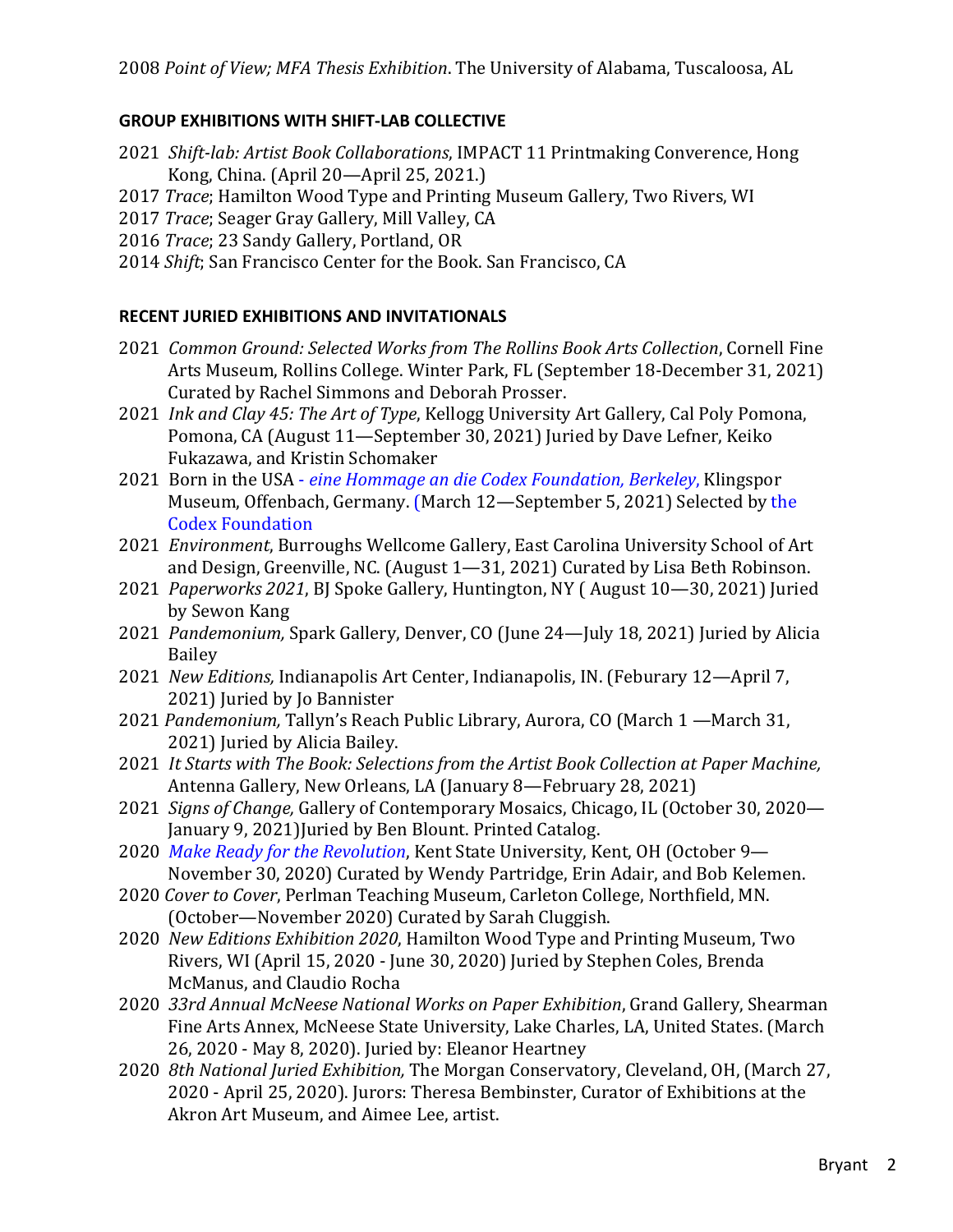2008 *Point of View; MFA Thesis Exhibition*. The University of Alabama, Tuscaloosa, AL

**GROUP EXHIBITIONS WITH SHIFT-LAB COLLECTIVE**

2021 *Shift-lab: Artist Book Collaborations*, IMPACT 11 Printmaking Converence, Hong Kong, China. (April 20—April 25, 2021.)
2017 *Trace*; Hamilton Wood Type and Printing Museum Gallery, Two Rivers, WI
2017 *Trace*; Seager Gray Gallery, Mill Valley, CA
2016 *Trace*; 23 Sandy Gallery, Portland, OR
2014 *Shift*; San Francisco Center for the Book. San Francisco, CA

**RECENT JURIED EXHIBITIONS AND INVITATIONALS**

2021 *Common Ground: Selected Works from The Rollins Book Arts Collection*, Cornell Fine Arts Museum, Rollins College. Winter Park, FL (September 18-December 31, 2021) Curated by Rachel Simmons and Deborah Prosser.
2021 *Ink and Clay 45: The Art of Type*, Kellogg University Art Gallery, Cal Poly Pomona, Pomona, CA (August 11—September 30, 2021) Juried by Dave Lefner, Keiko Fukazawa, and Kristin Schomaker
2021 Born in the USA - *eine Hommage an die Codex Foundation, Berkeley*, Klingspor Museum, Offenbach, Germany. (March 12—September 5, 2021) Selected by the Codex Foundation
2021 *Environment*, Burroughs Wellcome Gallery, East Carolina University School of Art and Design, Greenville, NC. (August 1—31, 2021) Curated by Lisa Beth Robinson.
2021 *Paperworks 2021*, BJ Spoke Gallery, Huntington, NY ( August 10—30, 2021) Juried by Sewon Kang
2021 *Pandemonium,* Spark Gallery, Denver, CO (June 24—July 18, 2021) Juried by Alicia Bailey
2021 *New Editions,* Indianapolis Art Center, Indianapolis, IN. (Feburary 12—April 7, 2021) Juried by Jo Bannister
2021 *Pandemonium,* Tallyn's Reach Public Library, Aurora, CO (March 1 —March 31, 2021) Juried by Alicia Bailey.
2021 *It Starts with The Book: Selections from the Artist Book Collection at Paper Machine,* Antenna Gallery, New Orleans, LA (January 8—February 28, 2021)
2021 *Signs of Change,* Gallery of Contemporary Mosaics, Chicago, IL (October 30, 2020—January 9, 2021)Juried by Ben Blount. Printed Catalog.
2020 *Make Ready for the Revolution*, Kent State University, Kent, OH (October 9—November 30, 2020) Curated by Wendy Partridge, Erin Adair, and Bob Kelemen.
2020 *Cover to Cover*, Perlman Teaching Museum, Carleton College, Northfield, MN. (October—November 2020) Curated by Sarah Cluggish.
2020 *New Editions Exhibition 2020*, Hamilton Wood Type and Printing Museum, Two Rivers, WI (April 15, 2020 - June 30, 2020) Juried by Stephen Coles, Brenda McManus, and Claudio Rocha
2020 *33rd Annual McNeese National Works on Paper Exhibition*, Grand Gallery, Shearman Fine Arts Annex, McNeese State University, Lake Charles, LA, United States. (March 26, 2020 - May 8, 2020). Juried by: Eleanor Heartney
2020 *8th National Juried Exhibition,* The Morgan Conservatory, Cleveland, OH, (March 27, 2020 - April 25, 2020). Jurors: Theresa Bembinster, Curator of Exhibitions at the Akron Art Museum, and Aimee Lee, artist.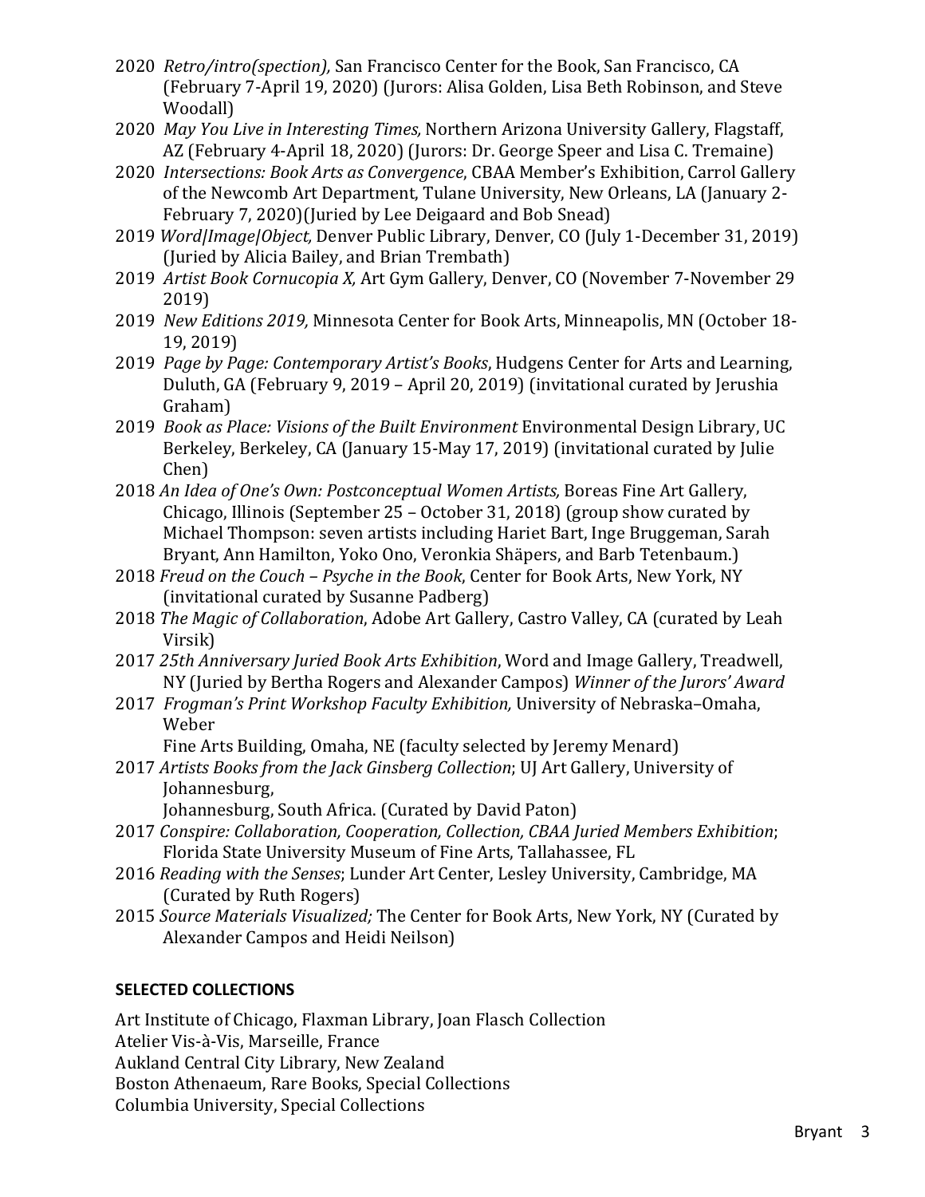- 2020 *Retro/intro(spection),* San Francisco Center for the Book, San Francisco, CA (February 7-April 19, 2020) (Jurors: Alisa Golden, Lisa Beth Robinson, and Steve Woodall)
- 2020 *May You Live in Interesting Times,* Northern Arizona University Gallery, Flagstaff, AZ (February 4-April 18, 2020) (Jurors: Dr. George Speer and Lisa C. Tremaine)
- 2020 *Intersections: Book Arts as Convergence*, CBAA Member's Exhibition, Carrol Gallery of the Newcomb Art Department, Tulane University, New Orleans, LA (January 2-February 7, 2020)(Juried by Lee Deigaard and Bob Snead)
- 2019 *Word|Image|Object,* Denver Public Library, Denver, CO (July 1-December 31, 2019) (Juried by Alicia Bailey, and Brian Trembath)
- 2019 *Artist Book Cornucopia X,* Art Gym Gallery, Denver, CO (November 7-November 29 2019)
- 2019 *New Editions 2019,* Minnesota Center for Book Arts, Minneapolis, MN (October 18-19, 2019)
- 2019 *Page by Page: Contemporary Artist's Books*, Hudgens Center for Arts and Learning, Duluth, GA (February 9, 2019 – April 20, 2019) (invitational curated by Jerushia Graham)
- 2019 *Book as Place: Visions of the Built Environment* Environmental Design Library, UC Berkeley, Berkeley, CA (January 15-May 17, 2019) (invitational curated by Julie Chen)
- 2018 *An Idea of One's Own: Postconceptual Women Artists,* Boreas Fine Art Gallery, Chicago, Illinois (September 25 – October 31, 2018) (group show curated by Michael Thompson: seven artists including Hariet Bart, Inge Bruggeman, Sarah Bryant, Ann Hamilton, Yoko Ono, Veronkia Shäpers, and Barb Tetenbaum.)
- 2018 *Freud on the Couch – Psyche in the Book*, Center for Book Arts, New York, NY (invitational curated by Susanne Padberg)
- 2018 *The Magic of Collaboration*, Adobe Art Gallery, Castro Valley, CA (curated by Leah Virsik)
- 2017 *25th Anniversary Juried Book Arts Exhibition*, Word and Image Gallery, Treadwell, NY (Juried by Bertha Rogers and Alexander Campos) *Winner of the Jurors' Award*
- 2017 *Frogman's Print Workshop Faculty Exhibition,* University of Nebraska–Omaha, Weber Fine Arts Building, Omaha, NE (faculty selected by Jeremy Menard)
- 2017 *Artists Books from the Jack Ginsberg Collection*; UJ Art Gallery, University of Johannesburg, Johannesburg, South Africa. (Curated by David Paton)
- 2017 *Conspire: Collaboration, Cooperation, Collection, CBAA Juried Members Exhibition*; Florida State University Museum of Fine Arts, Tallahassee, FL
- 2016 *Reading with the Senses*; Lunder Art Center, Lesley University, Cambridge, MA (Curated by Ruth Rogers)
- 2015 *Source Materials Visualized;* The Center for Book Arts, New York, NY (Curated by Alexander Campos and Heidi Neilson)

**SELECTED COLLECTIONS**

Art Institute of Chicago, Flaxman Library, Joan Flasch Collection
Atelier Vis-à-Vis, Marseille, France
Aukland Central City Library, New Zealand
Boston Athenaeum, Rare Books, Special Collections
Columbia University, Special Collections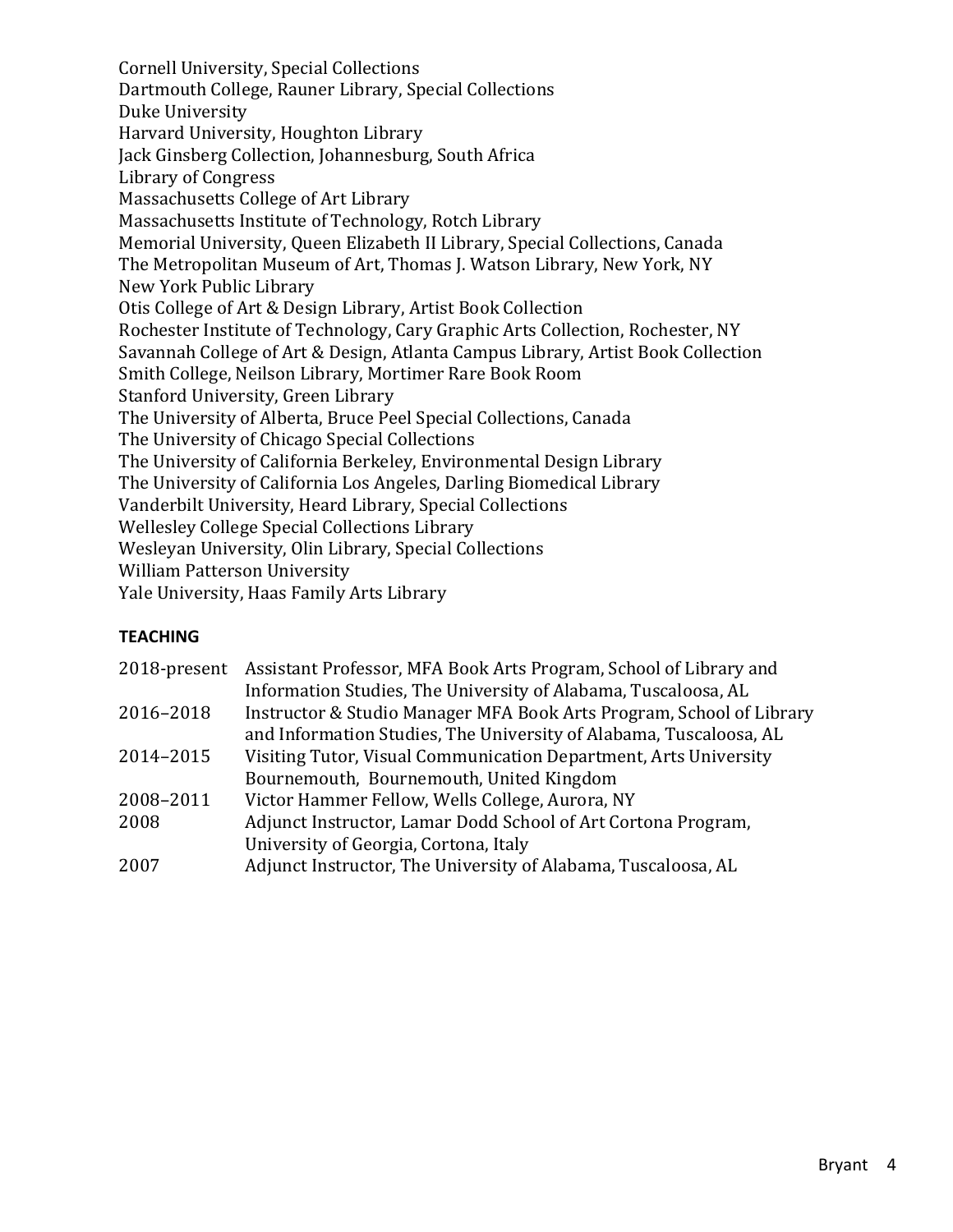Cornell University, Special Collections
Dartmouth College, Rauner Library, Special Collections
Duke University
Harvard University, Houghton Library
Jack Ginsberg Collection, Johannesburg, South Africa
Library of Congress
Massachusetts College of Art Library
Massachusetts Institute of Technology, Rotch Library
Memorial University, Queen Elizabeth II Library, Special Collections, Canada
The Metropolitan Museum of Art, Thomas J. Watson Library, New York, NY
New York Public Library
Otis College of Art & Design Library, Artist Book Collection
Rochester Institute of Technology, Cary Graphic Arts Collection, Rochester, NY
Savannah College of Art & Design, Atlanta Campus Library, Artist Book Collection
Smith College, Neilson Library, Mortimer Rare Book Room
Stanford University, Green Library
The University of Alberta, Bruce Peel Special Collections, Canada
The University of Chicago Special Collections
The University of California Berkeley, Environmental Design Library
The University of California Los Angeles, Darling Biomedical Library
Vanderbilt University, Heard Library, Special Collections
Wellesley College Special Collections Library
Wesleyan University, Olin Library, Special Collections
William Patterson University
Yale University, Haas Family Arts Library

**TEACHING**

| | |
|---|---|
| 2018-present | Assistant Professor, MFA Book Arts Program, School of Library and Information Studies, The University of Alabama, Tuscaloosa, AL |
| 2016–2018 | Instructor & Studio Manager MFA Book Arts Program, School of Library and Information Studies, The University of Alabama, Tuscaloosa, AL |
| 2014–2015 | Visiting Tutor, Visual Communication Department, Arts University Bournemouth, Bournemouth, United Kingdom |
| 2008–2011 | Victor Hammer Fellow, Wells College, Aurora, NY |
| 2008 | Adjunct Instructor, Lamar Dodd School of Art Cortona Program, University of Georgia, Cortona, Italy |
| 2007 | Adjunct Instructor, The University of Alabama, Tuscaloosa, AL |